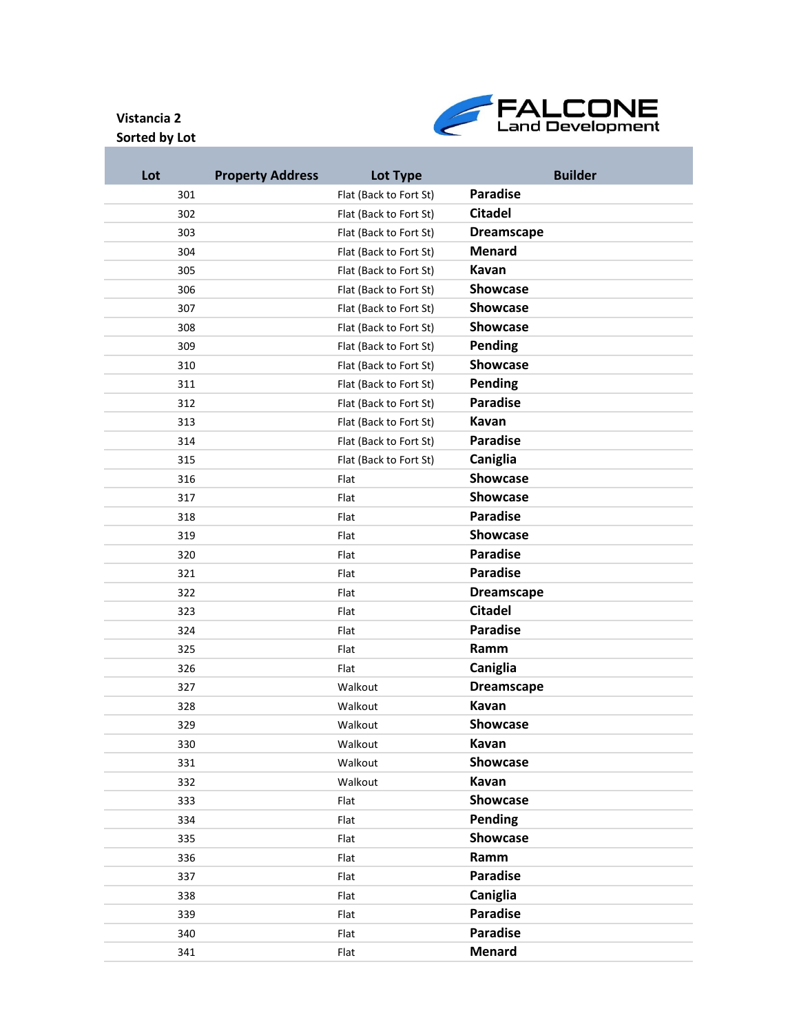**Vistancia 2**
**Sorted by Lot**

FALCONE Land Development

| Lot | Property Address | Lot Type | Builder |
|---|---|---|---|
| 301 | | Flat (Back to Fort St) | **Paradise** |
| 302 | | Flat (Back to Fort St) | **Citadel** |
| 303 | | Flat (Back to Fort St) | **Dreamscape** |
| 304 | | Flat (Back to Fort St) | **Menard** |
| 305 | | Flat (Back to Fort St) | **Kavan** |
| 306 | | Flat (Back to Fort St) | **Showcase** |
| 307 | | Flat (Back to Fort St) | **Showcase** |
| 308 | | Flat (Back to Fort St) | **Showcase** |
| 309 | | Flat (Back to Fort St) | **Pending** |
| 310 | | Flat (Back to Fort St) | **Showcase** |
| 311 | | Flat (Back to Fort St) | **Pending** |
| 312 | | Flat (Back to Fort St) | **Paradise** |
| 313 | | Flat (Back to Fort St) | **Kavan** |
| 314 | | Flat (Back to Fort St) | **Paradise** |
| 315 | | Flat (Back to Fort St) | **Caniglia** |
| 316 | | Flat | **Showcase** |
| 317 | | Flat | **Showcase** |
| 318 | | Flat | **Paradise** |
| 319 | | Flat | **Showcase** |
| 320 | | Flat | **Paradise** |
| 321 | | Flat | **Paradise** |
| 322 | | Flat | **Dreamscape** |
| 323 | | Flat | **Citadel** |
| 324 | | Flat | **Paradise** |
| 325 | | Flat | **Ramm** |
| 326 | | Flat | **Caniglia** |
| 327 | | Walkout | **Dreamscape** |
| 328 | | Walkout | **Kavan** |
| 329 | | Walkout | **Showcase** |
| 330 | | Walkout | **Kavan** |
| 331 | | Walkout | **Showcase** |
| 332 | | Walkout | **Kavan** |
| 333 | | Flat | **Showcase** |
| 334 | | Flat | **Pending** |
| 335 | | Flat | **Showcase** |
| 336 | | Flat | **Ramm** |
| 337 | | Flat | **Paradise** |
| 338 | | Flat | **Caniglia** |
| 339 | | Flat | **Paradise** |
| 340 | | Flat | **Paradise** |
| 341 | | Flat | **Menard** |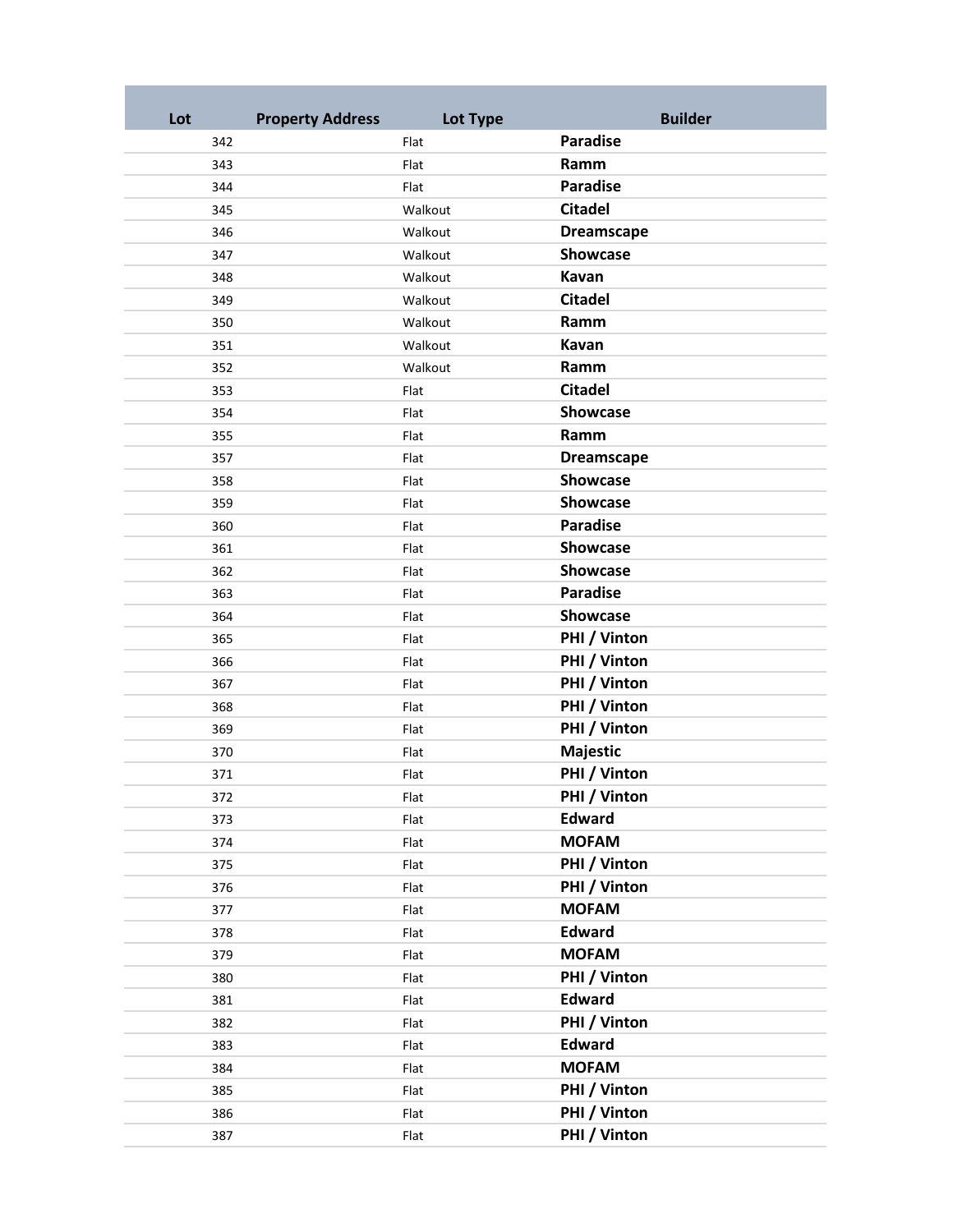| Lot | Property Address | Lot Type | Builder |
|---|---|---|---|
| 342 | | Flat | **Paradise** |
| 343 | | Flat | **Ramm** |
| 344 | | Flat | **Paradise** |
| 345 | | Walkout | **Citadel** |
| 346 | | Walkout | **Dreamscape** |
| 347 | | Walkout | **Showcase** |
| 348 | | Walkout | **Kavan** |
| 349 | | Walkout | **Citadel** |
| 350 | | Walkout | **Ramm** |
| 351 | | Walkout | **Kavan** |
| 352 | | Walkout | **Ramm** |
| 353 | | Flat | **Citadel** |
| 354 | | Flat | **Showcase** |
| 355 | | Flat | **Ramm** |
| 357 | | Flat | **Dreamscape** |
| 358 | | Flat | **Showcase** |
| 359 | | Flat | **Showcase** |
| 360 | | Flat | **Paradise** |
| 361 | | Flat | **Showcase** |
| 362 | | Flat | **Showcase** |
| 363 | | Flat | **Paradise** |
| 364 | | Flat | **Showcase** |
| 365 | | Flat | **PHI / Vinton** |
| 366 | | Flat | **PHI / Vinton** |
| 367 | | Flat | **PHI / Vinton** |
| 368 | | Flat | **PHI / Vinton** |
| 369 | | Flat | **PHI / Vinton** |
| 370 | | Flat | **Majestic** |
| 371 | | Flat | **PHI / Vinton** |
| 372 | | Flat | **PHI / Vinton** |
| 373 | | Flat | **Edward** |
| 374 | | Flat | **MOFAM** |
| 375 | | Flat | **PHI / Vinton** |
| 376 | | Flat | **PHI / Vinton** |
| 377 | | Flat | **MOFAM** |
| 378 | | Flat | **Edward** |
| 379 | | Flat | **MOFAM** |
| 380 | | Flat | **PHI / Vinton** |
| 381 | | Flat | **Edward** |
| 382 | | Flat | **PHI / Vinton** |
| 383 | | Flat | **Edward** |
| 384 | | Flat | **MOFAM** |
| 385 | | Flat | **PHI / Vinton** |
| 386 | | Flat | **PHI / Vinton** |
| 387 | | Flat | **PHI / Vinton** |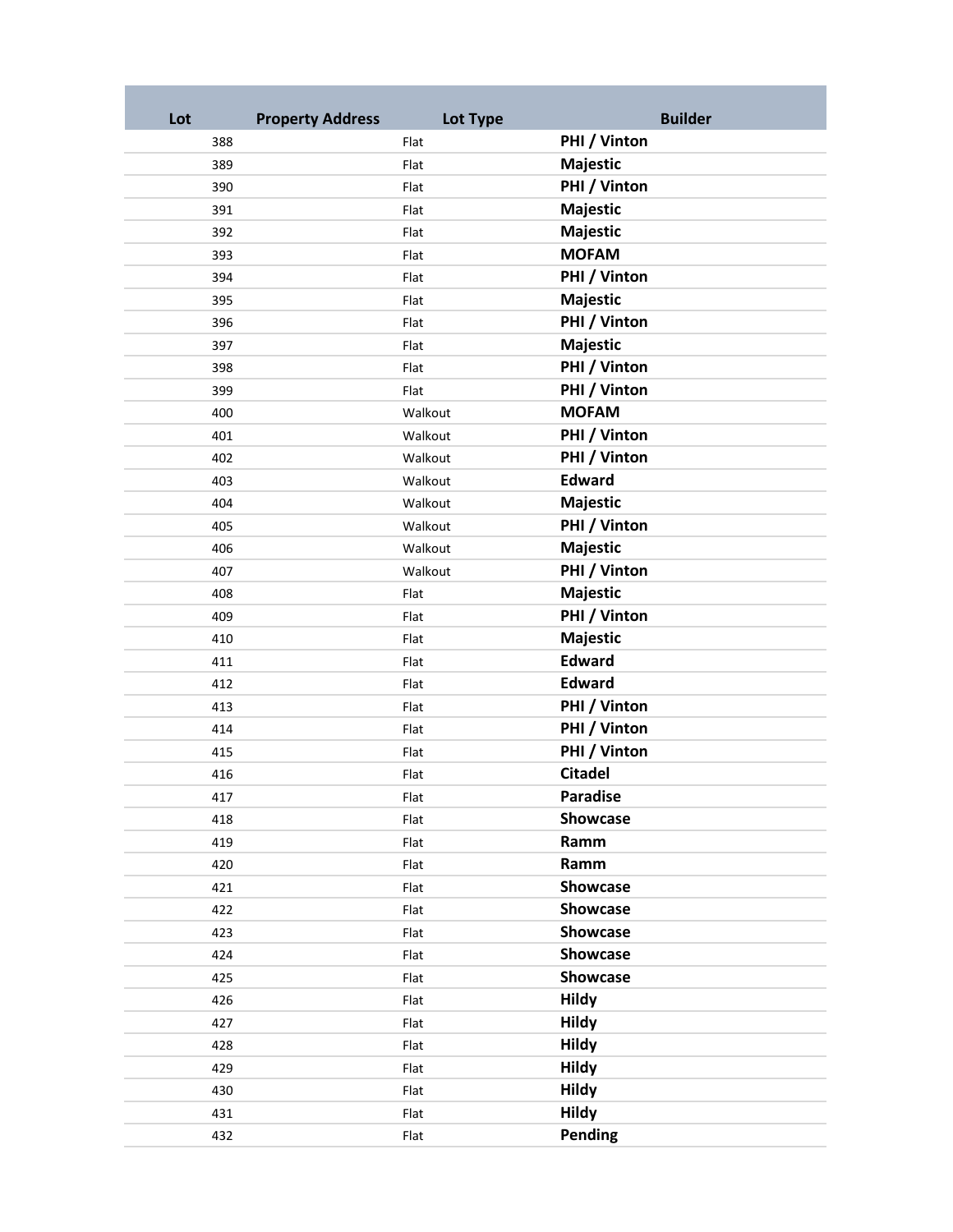| Lot | Property Address | Lot Type | Builder |
|---|---|---|---|
| 388 | | Flat | **PHI / Vinton** |
| 389 | | Flat | **Majestic** |
| 390 | | Flat | **PHI / Vinton** |
| 391 | | Flat | **Majestic** |
| 392 | | Flat | **Majestic** |
| 393 | | Flat | **MOFAM** |
| 394 | | Flat | **PHI / Vinton** |
| 395 | | Flat | **Majestic** |
| 396 | | Flat | **PHI / Vinton** |
| 397 | | Flat | **Majestic** |
| 398 | | Flat | **PHI / Vinton** |
| 399 | | Flat | **PHI / Vinton** |
| 400 | | Walkout | **MOFAM** |
| 401 | | Walkout | **PHI / Vinton** |
| 402 | | Walkout | **PHI / Vinton** |
| 403 | | Walkout | **Edward** |
| 404 | | Walkout | **Majestic** |
| 405 | | Walkout | **PHI / Vinton** |
| 406 | | Walkout | **Majestic** |
| 407 | | Walkout | **PHI / Vinton** |
| 408 | | Flat | **Majestic** |
| 409 | | Flat | **PHI / Vinton** |
| 410 | | Flat | **Majestic** |
| 411 | | Flat | **Edward** |
| 412 | | Flat | **Edward** |
| 413 | | Flat | **PHI / Vinton** |
| 414 | | Flat | **PHI / Vinton** |
| 415 | | Flat | **PHI / Vinton** |
| 416 | | Flat | **Citadel** |
| 417 | | Flat | **Paradise** |
| 418 | | Flat | **Showcase** |
| 419 | | Flat | **Ramm** |
| 420 | | Flat | **Ramm** |
| 421 | | Flat | **Showcase** |
| 422 | | Flat | **Showcase** |
| 423 | | Flat | **Showcase** |
| 424 | | Flat | **Showcase** |
| 425 | | Flat | **Showcase** |
| 426 | | Flat | **Hildy** |
| 427 | | Flat | **Hildy** |
| 428 | | Flat | **Hildy** |
| 429 | | Flat | **Hildy** |
| 430 | | Flat | **Hildy** |
| 431 | | Flat | **Hildy** |
| 432 | | Flat | **Pending** |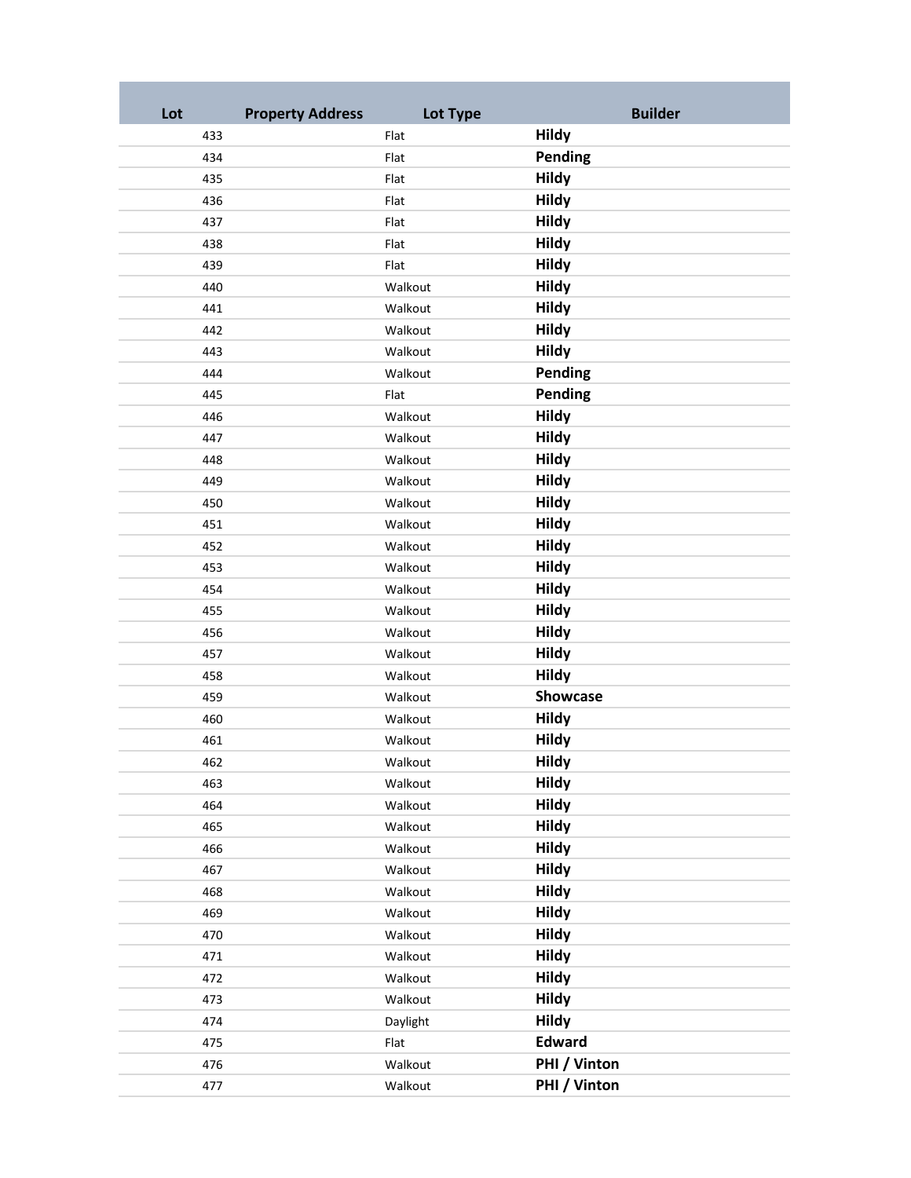| Lot | Property Address | Lot Type | Builder |
|---|---|---|---|
| 433 | | Flat | **Hildy** |
| 434 | | Flat | **Pending** |
| 435 | | Flat | **Hildy** |
| 436 | | Flat | **Hildy** |
| 437 | | Flat | **Hildy** |
| 438 | | Flat | **Hildy** |
| 439 | | Flat | **Hildy** |
| 440 | | Walkout | **Hildy** |
| 441 | | Walkout | **Hildy** |
| 442 | | Walkout | **Hildy** |
| 443 | | Walkout | **Hildy** |
| 444 | | Walkout | **Pending** |
| 445 | | Flat | **Pending** |
| 446 | | Walkout | **Hildy** |
| 447 | | Walkout | **Hildy** |
| 448 | | Walkout | **Hildy** |
| 449 | | Walkout | **Hildy** |
| 450 | | Walkout | **Hildy** |
| 451 | | Walkout | **Hildy** |
| 452 | | Walkout | **Hildy** |
| 453 | | Walkout | **Hildy** |
| 454 | | Walkout | **Hildy** |
| 455 | | Walkout | **Hildy** |
| 456 | | Walkout | **Hildy** |
| 457 | | Walkout | **Hildy** |
| 458 | | Walkout | **Hildy** |
| 459 | | Walkout | **Showcase** |
| 460 | | Walkout | **Hildy** |
| 461 | | Walkout | **Hildy** |
| 462 | | Walkout | **Hildy** |
| 463 | | Walkout | **Hildy** |
| 464 | | Walkout | **Hildy** |
| 465 | | Walkout | **Hildy** |
| 466 | | Walkout | **Hildy** |
| 467 | | Walkout | **Hildy** |
| 468 | | Walkout | **Hildy** |
| 469 | | Walkout | **Hildy** |
| 470 | | Walkout | **Hildy** |
| 471 | | Walkout | **Hildy** |
| 472 | | Walkout | **Hildy** |
| 473 | | Walkout | **Hildy** |
| 474 | | Daylight | **Hildy** |
| 475 | | Flat | **Edward** |
| 476 | | Walkout | **PHI / Vinton** |
| 477 | | Walkout | **PHI / Vinton** |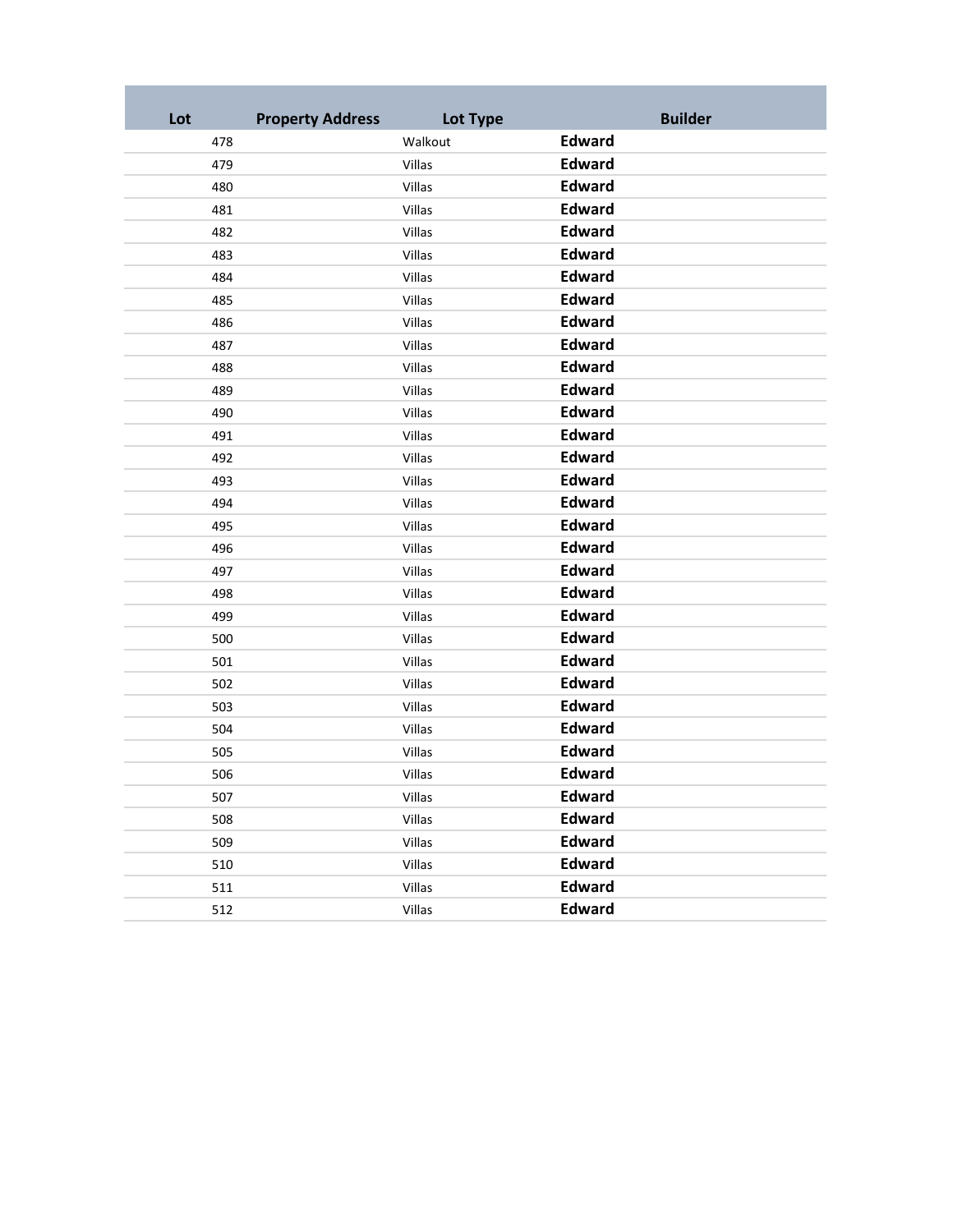| Lot | Property Address | Lot Type | Builder |
| --- | --- | --- | --- |
| 478 | | Walkout | **Edward** |
| 479 | | Villas | **Edward** |
| 480 | | Villas | **Edward** |
| 481 | | Villas | **Edward** |
| 482 | | Villas | **Edward** |
| 483 | | Villas | **Edward** |
| 484 | | Villas | **Edward** |
| 485 | | Villas | **Edward** |
| 486 | | Villas | **Edward** |
| 487 | | Villas | **Edward** |
| 488 | | Villas | **Edward** |
| 489 | | Villas | **Edward** |
| 490 | | Villas | **Edward** |
| 491 | | Villas | **Edward** |
| 492 | | Villas | **Edward** |
| 493 | | Villas | **Edward** |
| 494 | | Villas | **Edward** |
| 495 | | Villas | **Edward** |
| 496 | | Villas | **Edward** |
| 497 | | Villas | **Edward** |
| 498 | | Villas | **Edward** |
| 499 | | Villas | **Edward** |
| 500 | | Villas | **Edward** |
| 501 | | Villas | **Edward** |
| 502 | | Villas | **Edward** |
| 503 | | Villas | **Edward** |
| 504 | | Villas | **Edward** |
| 505 | | Villas | **Edward** |
| 506 | | Villas | **Edward** |
| 507 | | Villas | **Edward** |
| 508 | | Villas | **Edward** |
| 509 | | Villas | **Edward** |
| 510 | | Villas | **Edward** |
| 511 | | Villas | **Edward** |
| 512 | | Villas | **Edward** |